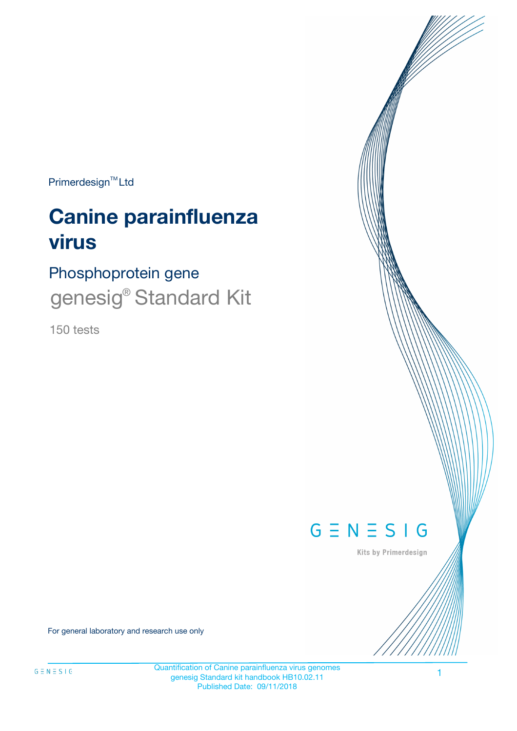Primerdesign™ Ltd

# Canine parainfluenza virus

## Phosphoprotein gene

## genesig® Standard Kit

150 tests

GENESIG

Kits by Primerdesign

For general laboratory and research use only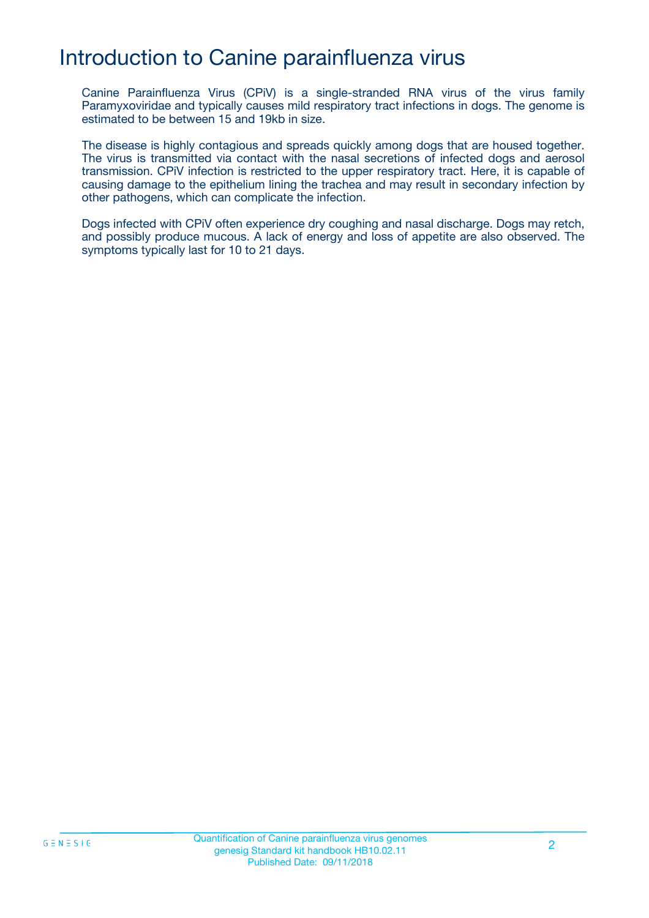# Introduction to Canine parainfluenza virus

Canine Parainfluenza Virus (CPiV) is a single-stranded RNA virus of the virus family Paramyxoviridae and typically causes mild respiratory tract infections in dogs. The genome is estimated to be between 15 and 19kb in size.

The disease is highly contagious and spreads quickly among dogs that are housed together. The virus is transmitted via contact with the nasal secretions of infected dogs and aerosol transmission. CPiV infection is restricted to the upper respiratory tract. Here, it is capable of causing damage to the epithelium lining the trachea and may result in secondary infection by other pathogens, which can complicate the infection.

Dogs infected with CPiV often experience dry coughing and nasal discharge. Dogs may retch, and possibly produce mucous. A lack of energy and loss of appetite are also observed. The symptoms typically last for 10 to 21 days.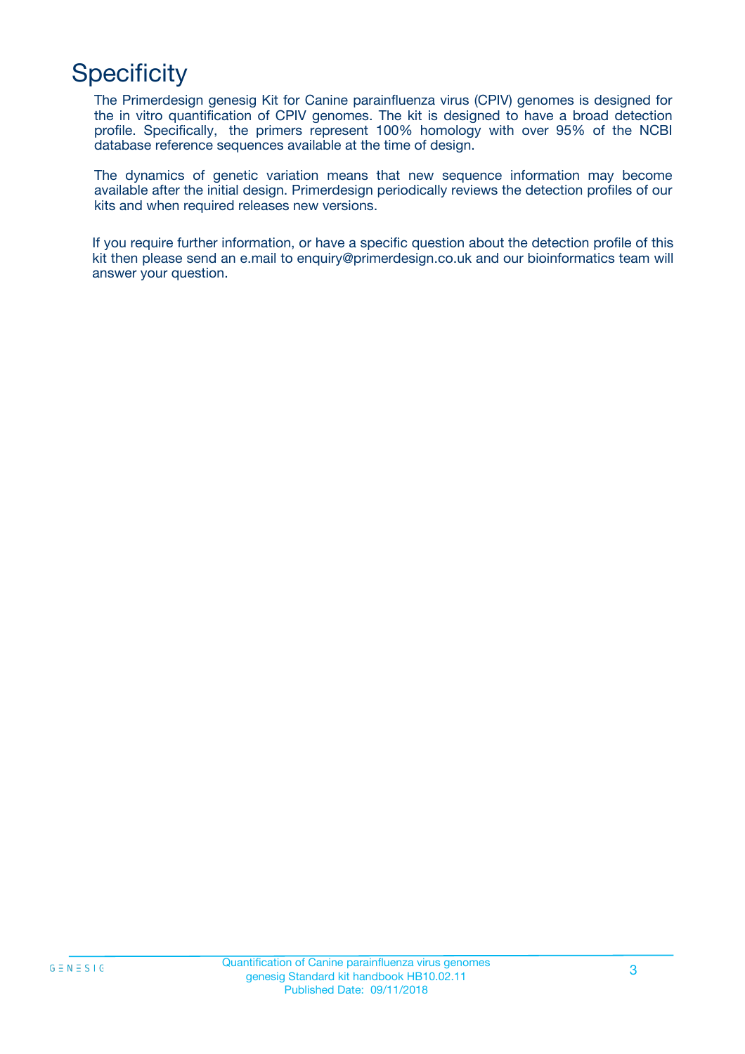# Specificity

The Primerdesign genesig Kit for Canine parainfluenza virus (CPIV) genomes is designed for the in vitro quantification of CPIV genomes. The kit is designed to have a broad detection profile. Specifically, the primers represent 100% homology with over 95% of the NCBI database reference sequences available at the time of design.

The dynamics of genetic variation means that new sequence information may become available after the initial design. Primerdesign periodically reviews the detection profiles of our kits and when required releases new versions.

If you require further information, or have a specific question about the detection profile of this kit then please send an e.mail to enquiry@primerdesign.co.uk and our bioinformatics team will answer your question.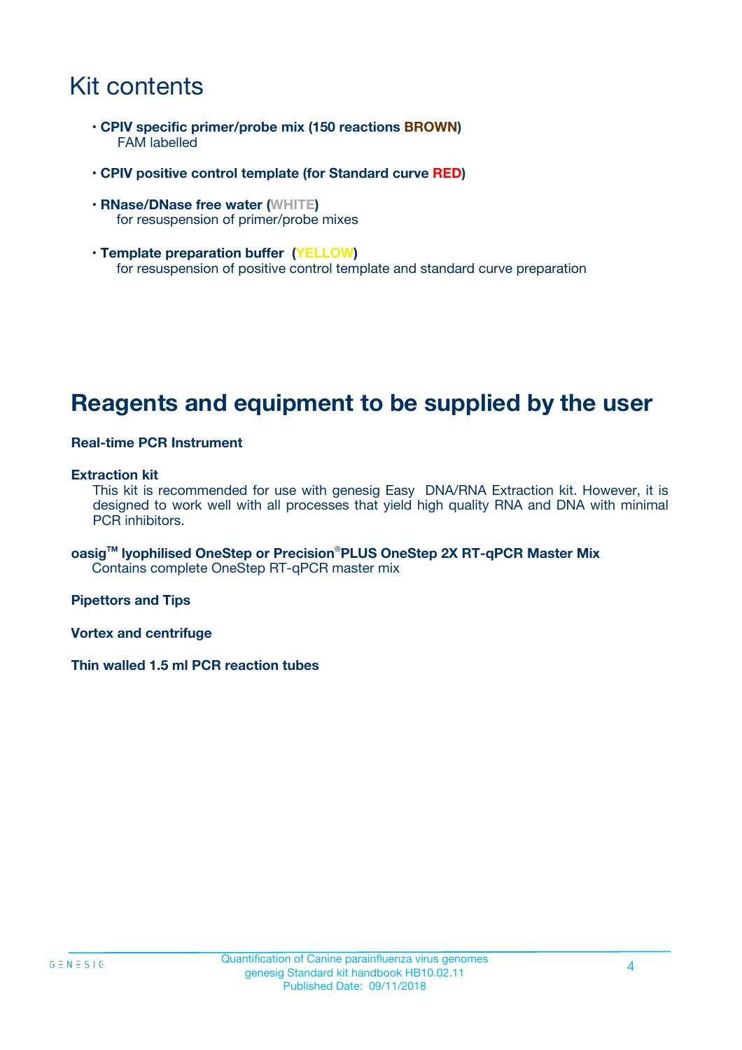# Kit contents

- **CPIV specific primer/probe mix (150 reactions BROWN)**
  FAM labelled

- **CPIV positive control template (for Standard curve RED)**

- **RNase/DNase free water (WHITE)**
  for resuspension of primer/probe mixes

- **Template preparation buffer (YELLOW)**
  for resuspension of positive control template and standard curve preparation

# Reagents and equipment to be supplied by the user

**Real-time PCR Instrument**

**Extraction kit**
This kit is recommended for use with genesig Easy DNA/RNA Extraction kit. However, it is designed to work well with all processes that yield high quality RNA and DNA with minimal PCR inhibitors.

**oasig™ lyophilised OneStep or Precision®PLUS OneStep 2X RT-qPCR Master Mix**
Contains complete OneStep RT-qPCR master mix

**Pipettors and Tips**

**Vortex and centrifuge**

**Thin walled 1.5 ml PCR reaction tubes**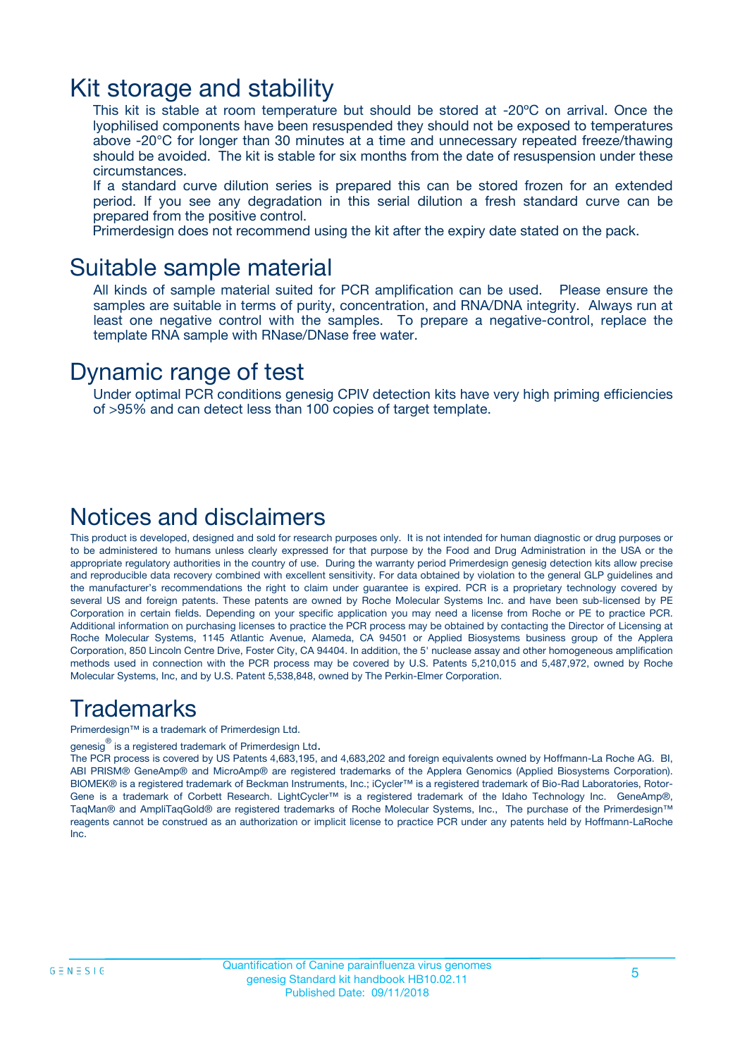# Kit storage and stability

This kit is stable at room temperature but should be stored at -20ºC on arrival. Once the lyophilised components have been resuspended they should not be exposed to temperatures above -20°C for longer than 30 minutes at a time and unnecessary repeated freeze/thawing should be avoided. The kit is stable for six months from the date of resuspension under these circumstances.

If a standard curve dilution series is prepared this can be stored frozen for an extended period. If you see any degradation in this serial dilution a fresh standard curve can be prepared from the positive control.

Primerdesign does not recommend using the kit after the expiry date stated on the pack.

# Suitable sample material

All kinds of sample material suited for PCR amplification can be used. Please ensure the samples are suitable in terms of purity, concentration, and RNA/DNA integrity. Always run at least one negative control with the samples. To prepare a negative-control, replace the template RNA sample with RNase/DNase free water.

# Dynamic range of test

Under optimal PCR conditions genesig CPIV detection kits have very high priming efficiencies of >95% and can detect less than 100 copies of target template.

# Notices and disclaimers

This product is developed, designed and sold for research purposes only. It is not intended for human diagnostic or drug purposes or to be administered to humans unless clearly expressed for that purpose by the Food and Drug Administration in the USA or the appropriate regulatory authorities in the country of use. During the warranty period Primerdesign genesig detection kits allow precise and reproducible data recovery combined with excellent sensitivity. For data obtained by violation to the general GLP guidelines and the manufacturer's recommendations the right to claim under guarantee is expired. PCR is a proprietary technology covered by several US and foreign patents. These patents are owned by Roche Molecular Systems Inc. and have been sub-licensed by PE Corporation in certain fields. Depending on your specific application you may need a license from Roche or PE to practice PCR. Additional information on purchasing licenses to practice the PCR process may be obtained by contacting the Director of Licensing at Roche Molecular Systems, 1145 Atlantic Avenue, Alameda, CA 94501 or Applied Biosystems business group of the Applera Corporation, 850 Lincoln Centre Drive, Foster City, CA 94404. In addition, the 5' nuclease assay and other homogeneous amplification methods used in connection with the PCR process may be covered by U.S. Patents 5,210,015 and 5,487,972, owned by Roche Molecular Systems, Inc, and by U.S. Patent 5,538,848, owned by The Perkin-Elmer Corporation.

# Trademarks

Primerdesign™ is a trademark of Primerdesign Ltd.

genesig® is a registered trademark of Primerdesign Ltd.

The PCR process is covered by US Patents 4,683,195, and 4,683,202 and foreign equivalents owned by Hoffmann-La Roche AG. BI, ABI PRISM® GeneAmp® and MicroAmp® are registered trademarks of the Applera Genomics (Applied Biosystems Corporation). BIOMEK® is a registered trademark of Beckman Instruments, Inc.; iCycler™ is a registered trademark of Bio-Rad Laboratories, Rotor-Gene is a trademark of Corbett Research. LightCycler™ is a registered trademark of the Idaho Technology Inc. GeneAmp®, TaqMan® and AmpliTaqGold® are registered trademarks of Roche Molecular Systems, Inc., The purchase of the Primerdesign™ reagents cannot be construed as an authorization or implicit license to practice PCR under any patents held by Hoffmann-LaRoche Inc.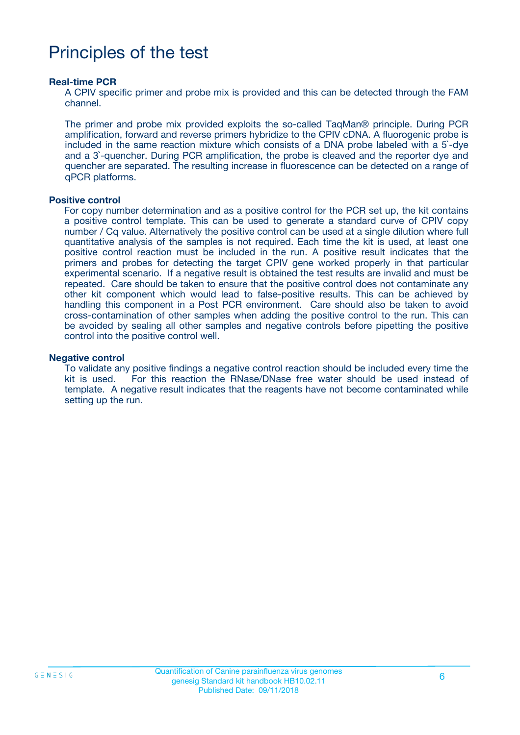# Principles of the test

**Real-time PCR**

A CPIV specific primer and probe mix is provided and this can be detected through the FAM channel.

The primer and probe mix provided exploits the so-called TaqMan® principle. During PCR amplification, forward and reverse primers hybridize to the CPIV cDNA. A fluorogenic probe is included in the same reaction mixture which consists of a DNA probe labeled with a 5`-dye and a 3`-quencher. During PCR amplification, the probe is cleaved and the reporter dye and quencher are separated. The resulting increase in fluorescence can be detected on a range of qPCR platforms.

**Positive control**

For copy number determination and as a positive control for the PCR set up, the kit contains a positive control template. This can be used to generate a standard curve of CPIV copy number / Cq value. Alternatively the positive control can be used at a single dilution where full quantitative analysis of the samples is not required. Each time the kit is used, at least one positive control reaction must be included in the run. A positive result indicates that the primers and probes for detecting the target CPIV gene worked properly in that particular experimental scenario. If a negative result is obtained the test results are invalid and must be repeated. Care should be taken to ensure that the positive control does not contaminate any other kit component which would lead to false-positive results. This can be achieved by handling this component in a Post PCR environment. Care should also be taken to avoid cross-contamination of other samples when adding the positive control to the run. This can be avoided by sealing all other samples and negative controls before pipetting the positive control into the positive control well.

**Negative control**

To validate any positive findings a negative control reaction should be included every time the kit is used. For this reaction the RNase/DNase free water should be used instead of template. A negative result indicates that the reagents have not become contaminated while setting up the run.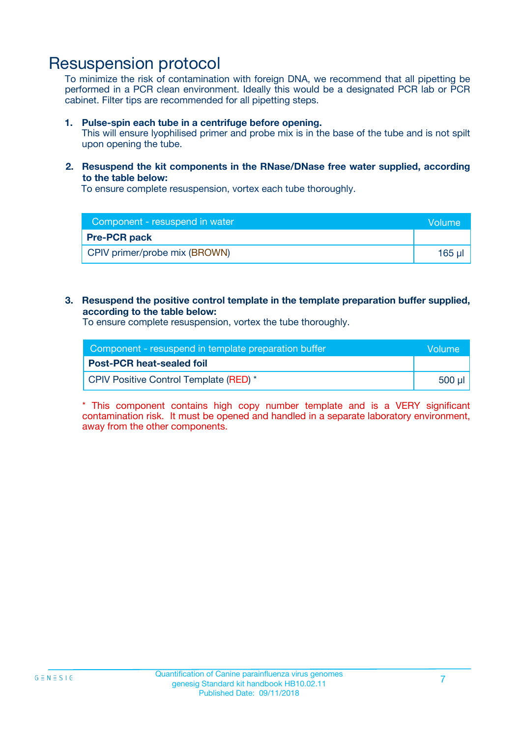# Resuspension protocol

To minimize the risk of contamination with foreign DNA, we recommend that all pipetting be performed in a PCR clean environment. Ideally this would be a designated PCR lab or PCR cabinet. Filter tips are recommended for all pipetting steps.

1. **Pulse-spin each tube in a centrifuge before opening.**
   This will ensure lyophilised primer and probe mix is in the base of the tube and is not spilt upon opening the tube.

2. **Resuspend the kit components in the RNase/DNase free water supplied, according to the table below:**
   To ensure complete resuspension, vortex each tube thoroughly.

| Component - resuspend in water | Volume |
| --- | --- |
| **Pre-PCR pack** | |
| CPIV primer/probe mix (BROWN) | 165 µl |

3. **Resuspend the positive control template in the template preparation buffer supplied, according to the table below:**
   To ensure complete resuspension, vortex the tube thoroughly.

| Component - resuspend in template preparation buffer | Volume |
| --- | --- |
| **Post-PCR heat-sealed foil** | |
| CPIV Positive Control Template (RED) * | 500 µl |

* This component contains high copy number template and is a VERY significant contamination risk. It must be opened and handled in a separate laboratory environment, away from the other components.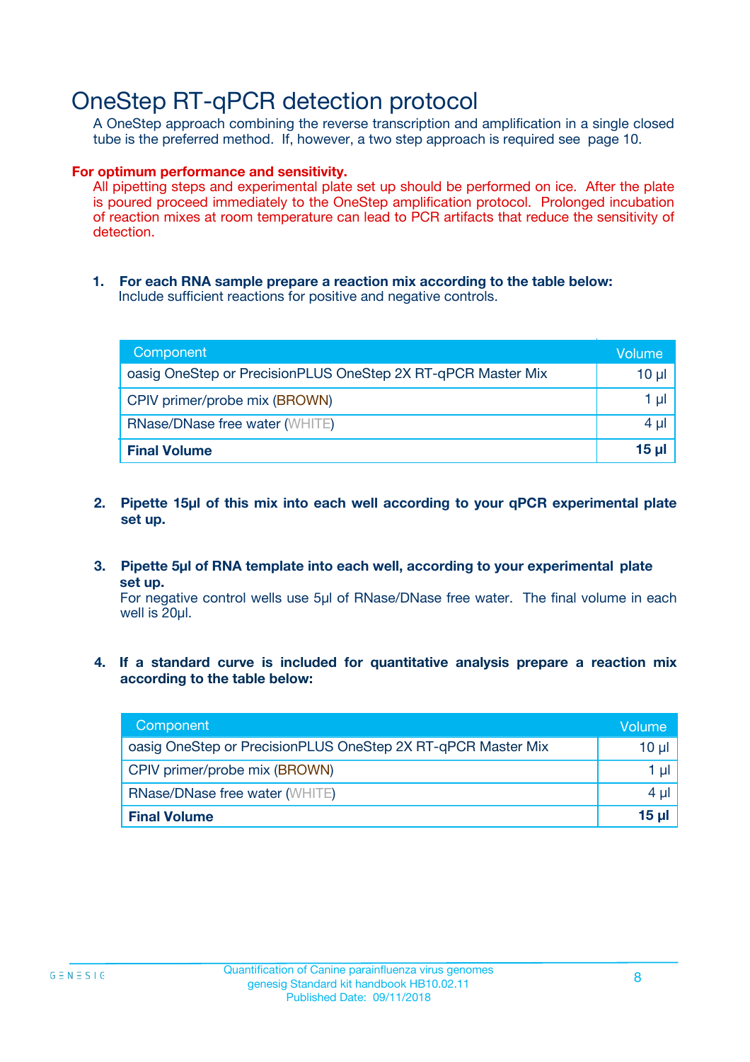# OneStep RT-qPCR detection protocol

A OneStep approach combining the reverse transcription and amplification in a single closed tube is the preferred method. If, however, a two step approach is required see page 10.

**For optimum performance and sensitivity.**

All pipetting steps and experimental plate set up should be performed on ice. After the plate is poured proceed immediately to the OneStep amplification protocol. Prolonged incubation of reaction mixes at room temperature can lead to PCR artifacts that reduce the sensitivity of detection.

1. **For each RNA sample prepare a reaction mix according to the table below:**
   Include sufficient reactions for positive and negative controls.

| Component | Volume |
|---|---|
| oasig OneStep or PrecisionPLUS OneStep 2X RT-qPCR Master Mix | 10 µl |
| CPIV primer/probe mix (BROWN) | 1 µl |
| RNase/DNase free water (WHITE) | 4 µl |
| **Final Volume** | **15 µl** |

2. **Pipette 15µl of this mix into each well according to your qPCR experimental plate set up.**

3. **Pipette 5µl of RNA template into each well, according to your experimental plate set up.**
   For negative control wells use 5µl of RNase/DNase free water. The final volume in each well is 20µl.

4. **If a standard curve is included for quantitative analysis prepare a reaction mix according to the table below:**

| Component | Volume |
|---|---|
| oasig OneStep or PrecisionPLUS OneStep 2X RT-qPCR Master Mix | 10 µl |
| CPIV primer/probe mix (BROWN) | 1 µl |
| RNase/DNase free water (WHITE) | 4 µl |
| **Final Volume** | **15 µl** |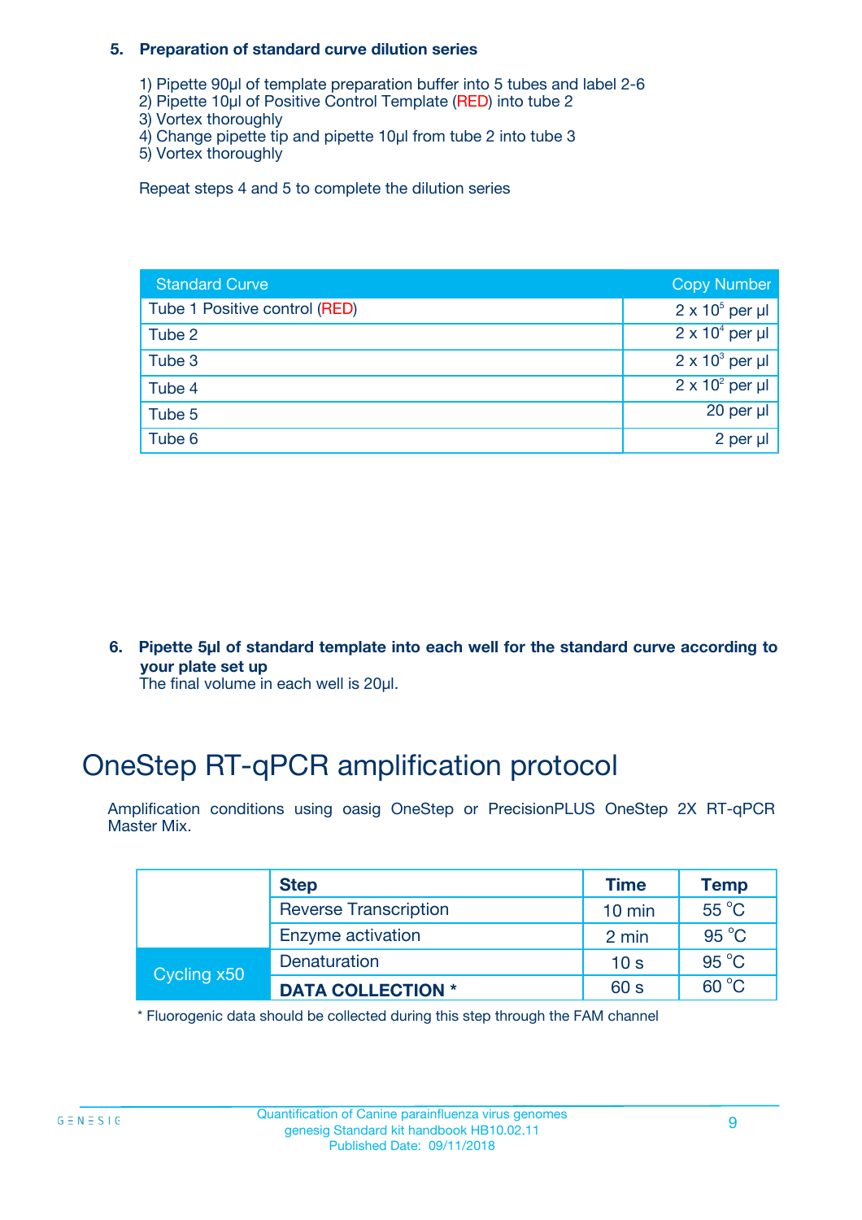**5. Preparation of standard curve dilution series**

1) Pipette 90µl of template preparation buffer into 5 tubes and label 2-6
2) Pipette 10µl of Positive Control Template (RED) into tube 2
3) Vortex thoroughly
4) Change pipette tip and pipette 10µl from tube 2 into tube 3
5) Vortex thoroughly

Repeat steps 4 and 5 to complete the dilution series

| Standard Curve | Copy Number |
|---|---|
| Tube 1 Positive control (RED) | $2 \times 10^5$ per µl |
| Tube 2 | $2 \times 10^4$ per µl |
| Tube 3 | $2 \times 10^3$ per µl |
| Tube 4 | $2 \times 10^2$ per µl |
| Tube 5 | 20 per µl |
| Tube 6 | 2 per µl |

**6. Pipette 5µl of standard template into each well for the standard curve according to your plate set up**
The final volume in each well is 20µl.

# OneStep RT-qPCR amplification protocol

Amplification conditions using oasig OneStep or PrecisionPLUS OneStep 2X RT-qPCR Master Mix.

| | Step | Time | Temp |
|---|---|---|---|
| | Reverse Transcription | 10 min | 55 °C |
| | Enzyme activation | 2 min | 95 °C |
| Cycling x50 | Denaturation | 10 s | 95 °C |
| | **DATA COLLECTION *** | 60 s | 60 °C |

* Fluorogenic data should be collected during this step through the FAM channel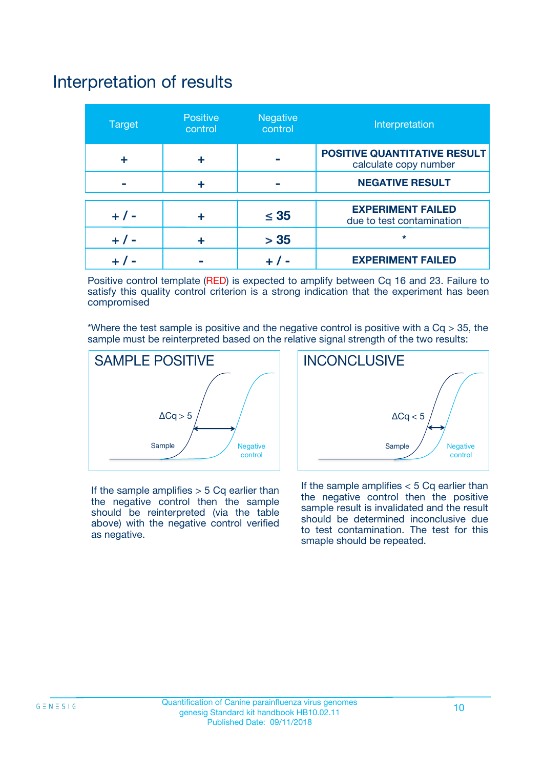# Interpretation of results

| Target | Positive control | Negative control | Interpretation |
|---|---|---|---|
| + | + | - | **POSITIVE QUANTITATIVE RESULT** calculate copy number |
| - | + | - | **NEGATIVE RESULT** |
| + / - | + | ≤ 35 | **EXPERIMENT FAILED** due to test contamination |
| + / - | + | > 35 | * |
| + / - | - | + / - | **EXPERIMENT FAILED** |

Positive control template (RED) is expected to amplify between Cq 16 and 23. Failure to satisfy this quality control criterion is a strong indication that the experiment has been compromised

*Where the test sample is positive and the negative control is positive with a Cq > 35, the sample must be reinterpreted based on the relative signal strength of the two results:

SAMPLE POSITIVE

ΔCq > 5

Sample

Negative control

If the sample amplifies > 5 Cq earlier than the negative control then the sample should be reinterpreted (via the table above) with the negative control verified as negative.

INCONCLUSIVE

ΔCq < 5

Sample

Negative control

If the sample amplifies < 5 Cq earlier than the negative control then the positive sample result is invalidated and the result should be determined inconclusive due to test contamination. The test for this smaple should be repeated.